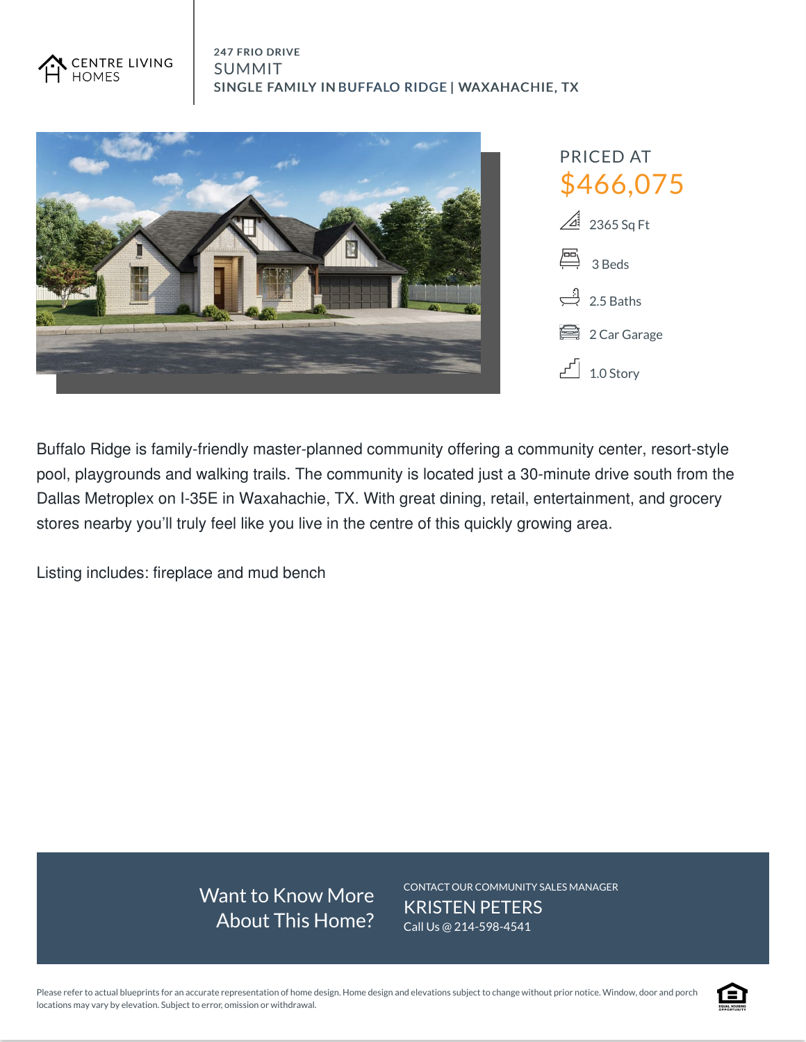CENTRE LIVING HOMES

247 FRIO DRIVE

# SUMMIT

SINGLE FAMILY IN BUFFALO RIDGE | WAXAHACHIE, TX

PRICED AT

## $466,075

- 2365 Sq Ft
- 3 Beds
- 2.5 Baths
- 2 Car Garage
- 1.0 Story

Buffalo Ridge is family-friendly master-planned community offering a community center, resort-style pool, playgrounds and walking trails. The community is located just a 30-minute drive south from the Dallas Metroplex on I-35E in Waxahachie, TX. With great dining, retail, entertainment, and grocery stores nearby you'll truly feel like you live in the centre of this quickly growing area.

Listing includes: fireplace and mud bench

Want to Know More About This Home?

CONTACT OUR COMMUNITY SALES MANAGER

KRISTEN PETERS

Call Us @ 214-598-4541

Please refer to actual blueprints for an accurate representation of home design. Home design and elevations subject to change without prior notice. Window, door and porch locations may vary by elevation. Subject to error, omission or withdrawal.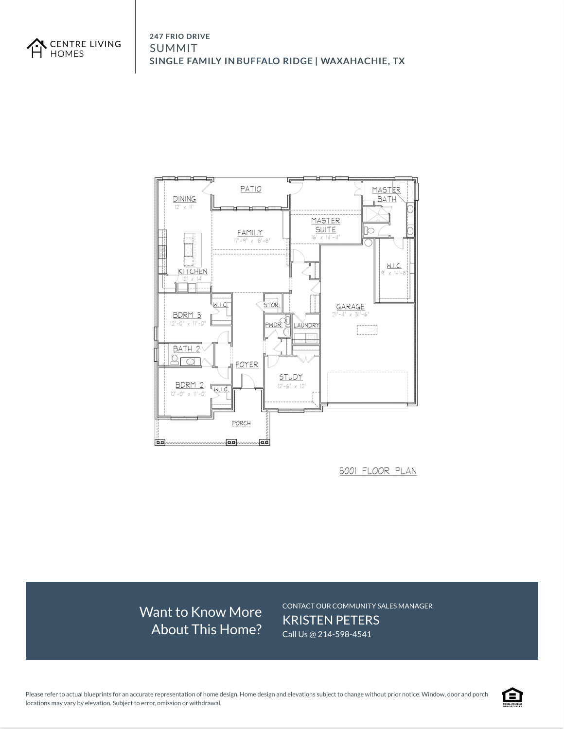CENTRE LIVING HOMES

**247 FRIO DRIVE**

SUMMIT

**SINGLE FAMILY IN BUFFALO RIDGE | WAXAHACHIE, TX**

PATIO

DINING
12' x 11'

FAMILY
17'-9" x 18'-8"

MASTER SUITE
16' x 14'-4"

MASTER BATH

KITCHEN
12' x 14'

W.I.C.
9' x 14'-8"

BDRM 3
12'-0" x 11'-0"

W.I.C.

STOR.

PWDR.

LAUNDRY

GARAGE
21'-4" x 31'-6"

BATH 2

FOYER

STUDY
12'-6" x 12'

BDRM 2
12'-0" x 11'-0"

W.I.C.

PORCH

5001 FLOOR PLAN

Want to Know More About This Home?

CONTACT OUR COMMUNITY SALES MANAGER

KRISTEN PETERS

Call Us @ 214-598-4541

Please refer to actual blueprints for an accurate representation of home design. Home design and elevations subject to change without prior notice. Window, door and porch locations may vary by elevation. Subject to error, omission or withdrawal.